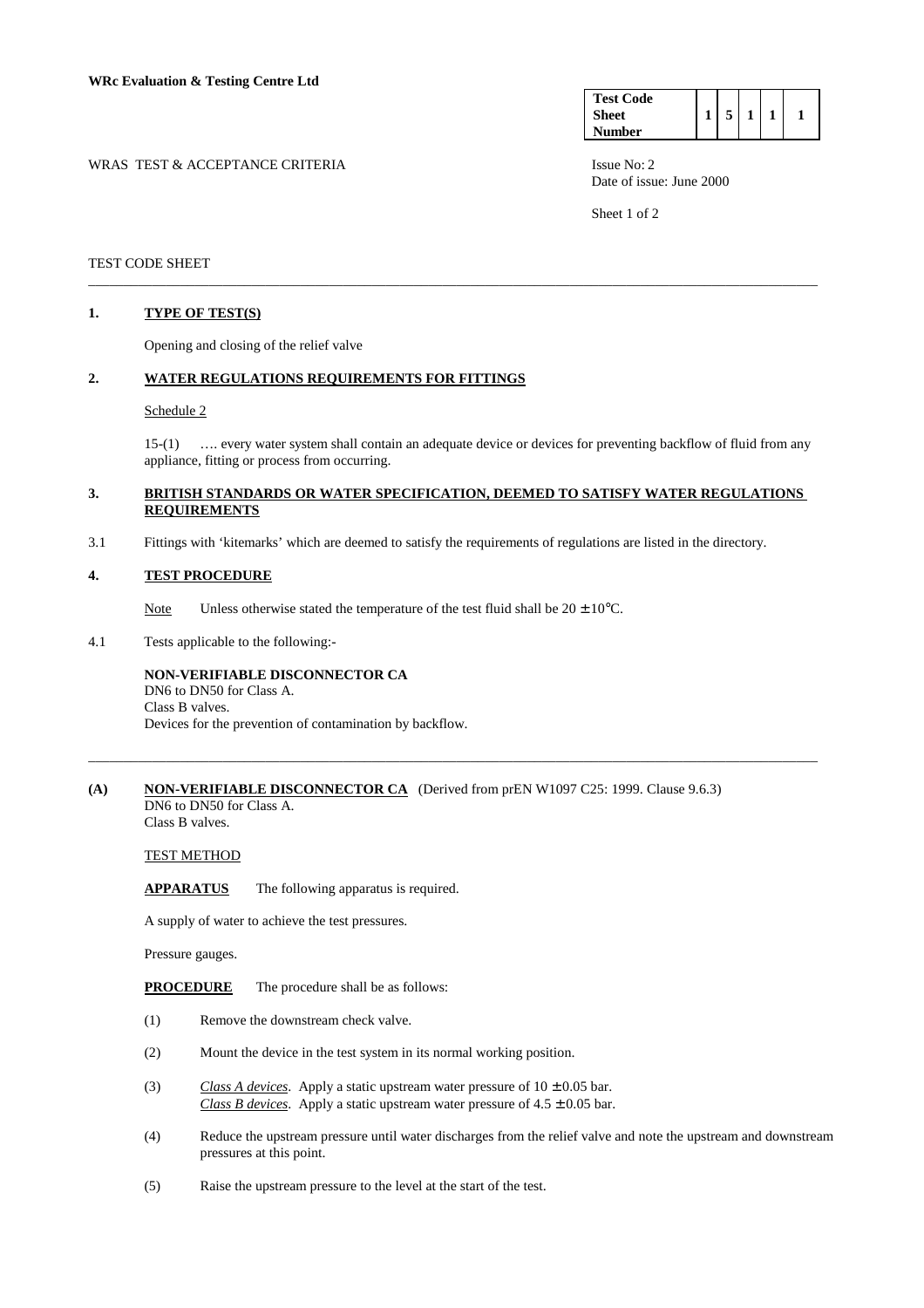**WRc Evaluation & Testing Centre Ltd**

| Test Code Sheet Number | 1 | 5 | 1 | 1 | 1 |
|---|---|---|---|---|---|

WRAS TEST & ACCEPTANCE CRITERIA

Issue No: 2
Date of issue: June 2000

TEST CODE SHEET

---

## 1. TYPE OF TEST(S)

Opening and closing of the relief valve

## 2. WATER REGULATIONS REQUIREMENTS FOR FITTINGS

Schedule 2

15-(1) …. every water system shall contain an adequate device or devices for preventing backflow of fluid from any appliance, fitting or process from occurring.

## 3. BRITISH STANDARDS OR WATER SPECIFICATION, DEEMED TO SATISFY WATER REGULATIONS REQUIREMENTS

3.1 Fittings with 'kitemarks' which are deemed to satisfy the requirements of regulations are listed in the directory.

## 4. TEST PROCEDURE

Note Unless otherwise stated the temperature of the test fluid shall be $20 \pm 10$°C.

4.1 Tests applicable to the following:-

**NON-VERIFIABLE DISCONNECTOR CA**
DN6 to DN50 for Class A.
Class B valves.
Devices for the prevention of contamination by backflow.

---

## (A) NON-VERIFIABLE DISCONNECTOR CA (Derived from prEN W1097 C25: 1999. Clause 9.6.3)

DN6 to DN50 for Class A.
Class B valves.

TEST METHOD

**APPARATUS** The following apparatus is required.

A supply of water to achieve the test pressures.

Pressure gauges.

**PROCEDURE** The procedure shall be as follows:

(1) Remove the downstream check valve.

(2) Mount the device in the test system in its normal working position.

(3) *Class A devices*. Apply a static upstream water pressure of $10 \pm 0.05$ bar.
*Class B devices*. Apply a static upstream water pressure of $4.5 \pm 0.05$ bar.

(4) Reduce the upstream pressure until water discharges from the relief valve and note the upstream and downstream pressures at this point.

(5) Raise the upstream pressure to the level at the start of the test.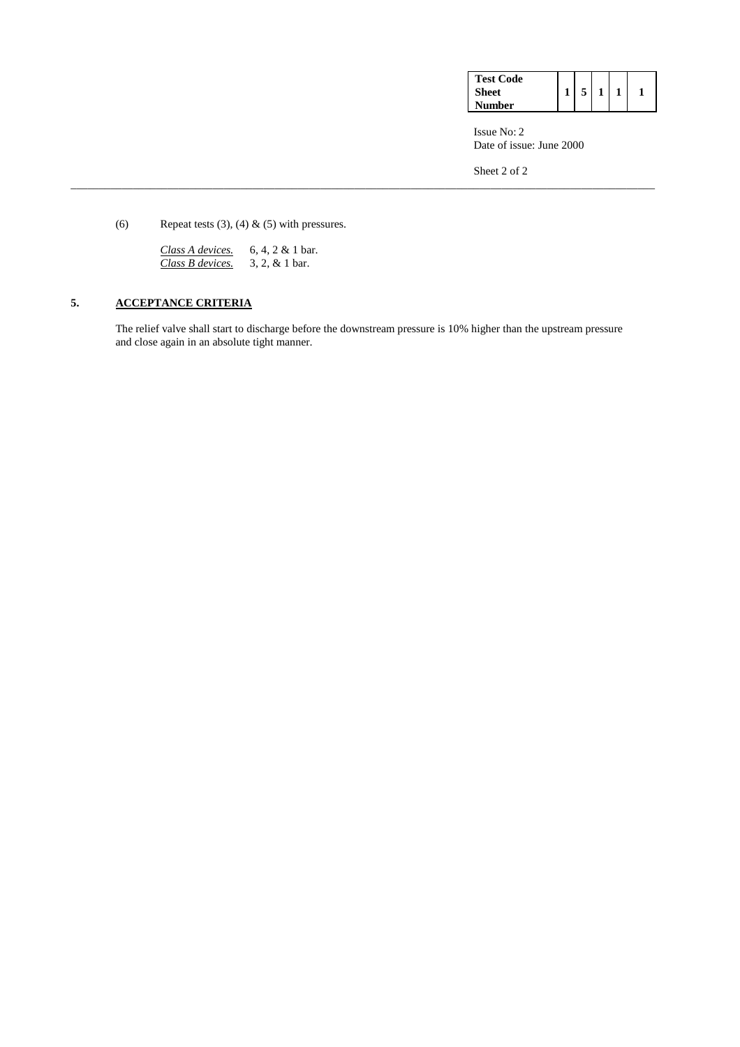(6) Repeat tests (3), (4) & (5) with pressures.

*Class A devices.* 6, 4, 2 & 1 bar.
*Class B devices.* 3, 2, & 1 bar.

## 5. ACCEPTANCE CRITERIA

The relief valve shall start to discharge before the downstream pressure is 10% higher than the upstream pressure and close again in an absolute tight manner.